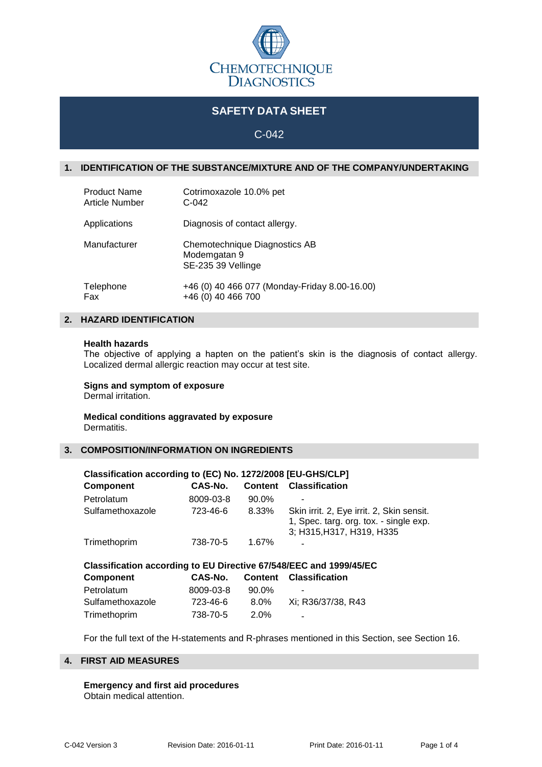CHEMOTECHNIQUE DIAGNOSTICS

# SAFETY DATA SHEET

C-042

## 1. IDENTIFICATION OF THE SUBSTANCE/MIXTURE AND OF THE COMPANY/UNDERTAKING

| | |
|---|---|
| Product Name | Cotrimoxazole 10.0% pet |
| Article Number | C-042 |
| Applications | Diagnosis of contact allergy. |
| Manufacturer | Chemotechnique Diagnostics AB<br>Modemgatan 9<br>SE-235 39 Vellinge |
| Telephone | +46 (0) 40 466 077 (Monday-Friday 8.00-16.00) |
| Fax | +46 (0) 40 466 700 |

## 2. HAZARD IDENTIFICATION

**Health hazards**

The objective of applying a hapten on the patient's skin is the diagnosis of contact allergy. Localized dermal allergic reaction may occur at test site.

**Signs and symptom of exposure**

Dermal irritation.

**Medical conditions aggravated by exposure**

Dermatitis.

## 3. COMPOSITION/INFORMATION ON INGREDIENTS

**Classification according to (EC) No. 1272/2008 [EU-GHS/CLP]**

| Component | CAS-No. | Content | Classification |
|---|---|---|---|
| Petrolatum | 8009-03-8 | 90.0% | - |
| Sulfamethoxazole | 723-46-6 | 8.33% | Skin irrit. 2, Eye irrit. 2, Skin sensit. 1, Spec. targ. org. tox. - single exp. 3; H315,H317, H319, H335 |
| Trimethoprim | 738-70-5 | 1.67% | - |

**Classification according to EU Directive 67/548/EEC and 1999/45/EC**

| Component | CAS-No. | Content | Classification |
|---|---|---|---|
| Petrolatum | 8009-03-8 | 90.0% | - |
| Sulfamethoxazole | 723-46-6 | 8.0% | Xi; R36/37/38, R43 |
| Trimethoprim | 738-70-5 | 2.0% | - |

For the full text of the H-statements and R-phrases mentioned in this Section, see Section 16.

## 4. FIRST AID MEASURES

**Emergency and first aid procedures**

Obtain medical attention.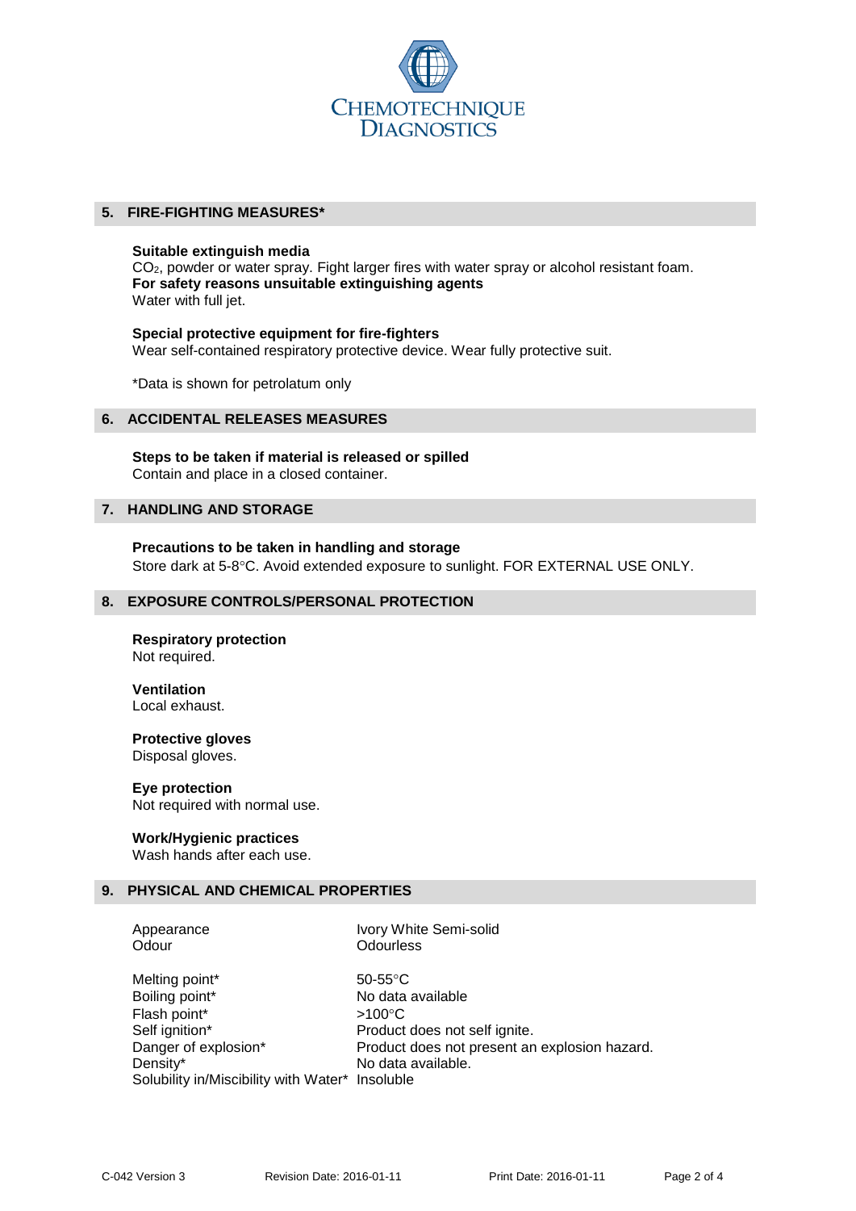CHEMOTECHNIQUE DIAGNOSTICS

## 5. FIRE-FIGHTING MEASURES*

**Suitable extinguish media**
$CO_2$, powder or water spray. Fight larger fires with water spray or alcohol resistant foam.
**For safety reasons unsuitable extinguishing agents**
Water with full jet.

**Special protective equipment for fire-fighters**
Wear self-contained respiratory protective device. Wear fully protective suit.

*Data is shown for petrolatum only

## 6. ACCIDENTAL RELEASES MEASURES

**Steps to be taken if material is released or spilled**
Contain and place in a closed container.

## 7. HANDLING AND STORAGE

**Precautions to be taken in handling and storage**
Store dark at 5-8°C. Avoid extended exposure to sunlight. FOR EXTERNAL USE ONLY.

## 8. EXPOSURE CONTROLS/PERSONAL PROTECTION

**Respiratory protection**
Not required.

**Ventilation**
Local exhaust.

**Protective gloves**
Disposal gloves.

**Eye protection**
Not required with normal use.

**Work/Hygienic practices**
Wash hands after each use.

## 9. PHYSICAL AND CHEMICAL PROPERTIES

| | |
|---|---|
| Appearance | Ivory White Semi-solid |
| Odour | Odourless |
| Melting point* | 50-55°C |
| Boiling point* | No data available |
| Flash point* | >100°C |
| Self ignition* | Product does not self ignite. |
| Danger of explosion* | Product does not present an explosion hazard. |
| Density* | No data available. |
| Solubility in/Miscibility with Water* | Insoluble |

C-042 Version 3    Revision Date: 2016-01-11    Print Date: 2016-01-11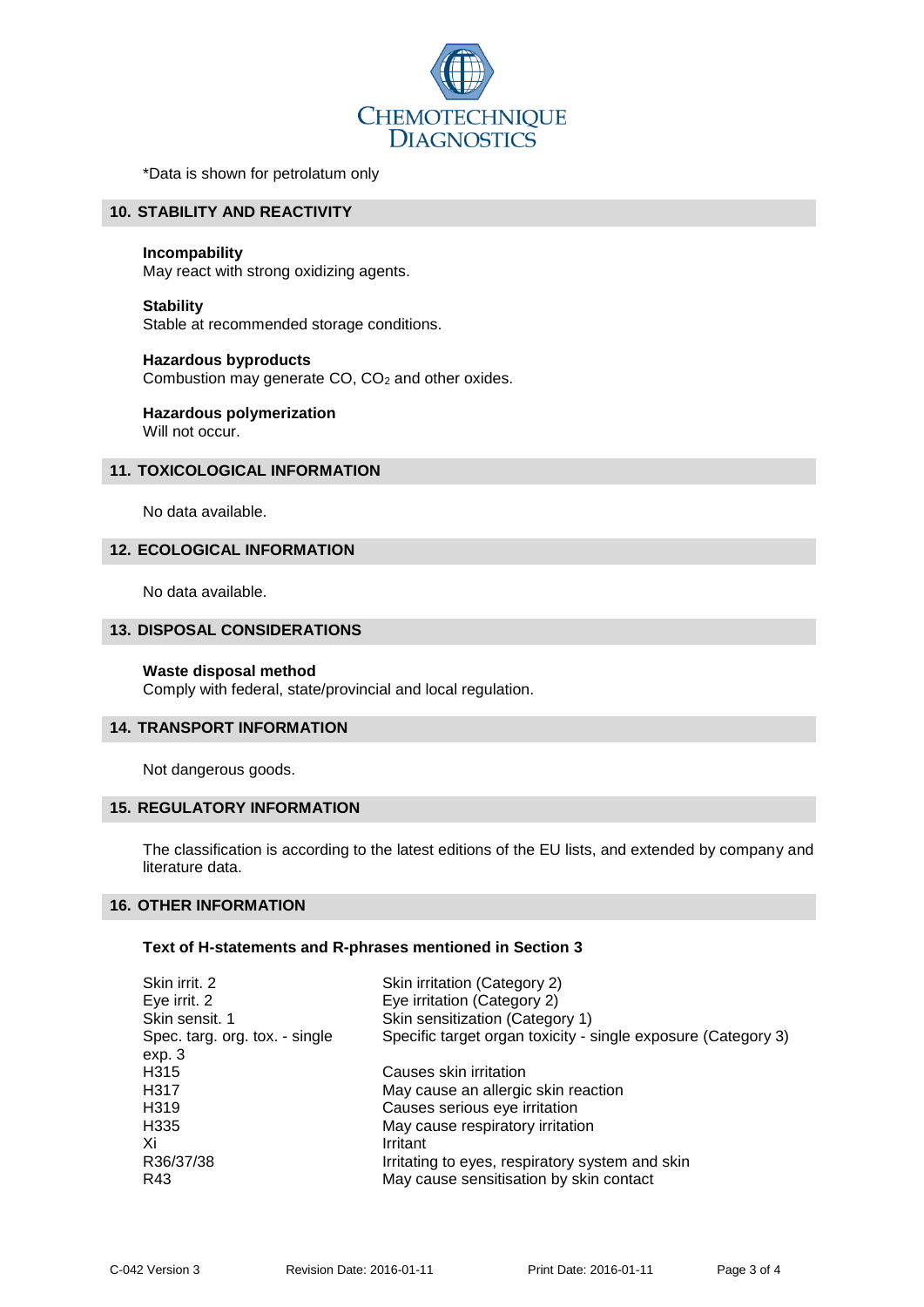*Data is shown for petrolatum only

## 10. STABILITY AND REACTIVITY

**Incompability**
May react with strong oxidizing agents.

**Stability**
Stable at recommended storage conditions.

**Hazardous byproducts**
Combustion may generate CO, $CO_2$ and other oxides.

**Hazardous polymerization**
Will not occur.

## 11. TOXICOLOGICAL INFORMATION

No data available.

## 12. ECOLOGICAL INFORMATION

No data available.

## 13. DISPOSAL CONSIDERATIONS

**Waste disposal method**
Comply with federal, state/provincial and local regulation.

## 14. TRANSPORT INFORMATION

Not dangerous goods.

## 15. REGULATORY INFORMATION

The classification is according to the latest editions of the EU lists, and extended by company and literature data.

## 16. OTHER INFORMATION

**Text of H-statements and R-phrases mentioned in Section 3**

| | |
|---|---|
| Skin irrit. 2 | Skin irritation (Category 2) |
| Eye irrit. 2 | Eye irritation (Category 2) |
| Skin sensit. 1 | Skin sensitization (Category 1) |
| Spec. targ. org. tox. - single exp. 3 | Specific target organ toxicity - single exposure (Category 3) |
| H315 | Causes skin irritation |
| H317 | May cause an allergic skin reaction |
| H319 | Causes serious eye irritation |
| H335 | May cause respiratory irritation |
| Xi | Irritant |
| R36/37/38 | Irritating to eyes, respiratory system and skin |
| R43 | May cause sensitisation by skin contact |

C-042 Version 3 | Revision Date: 2016-01-11 | Print Date: 2016-01-11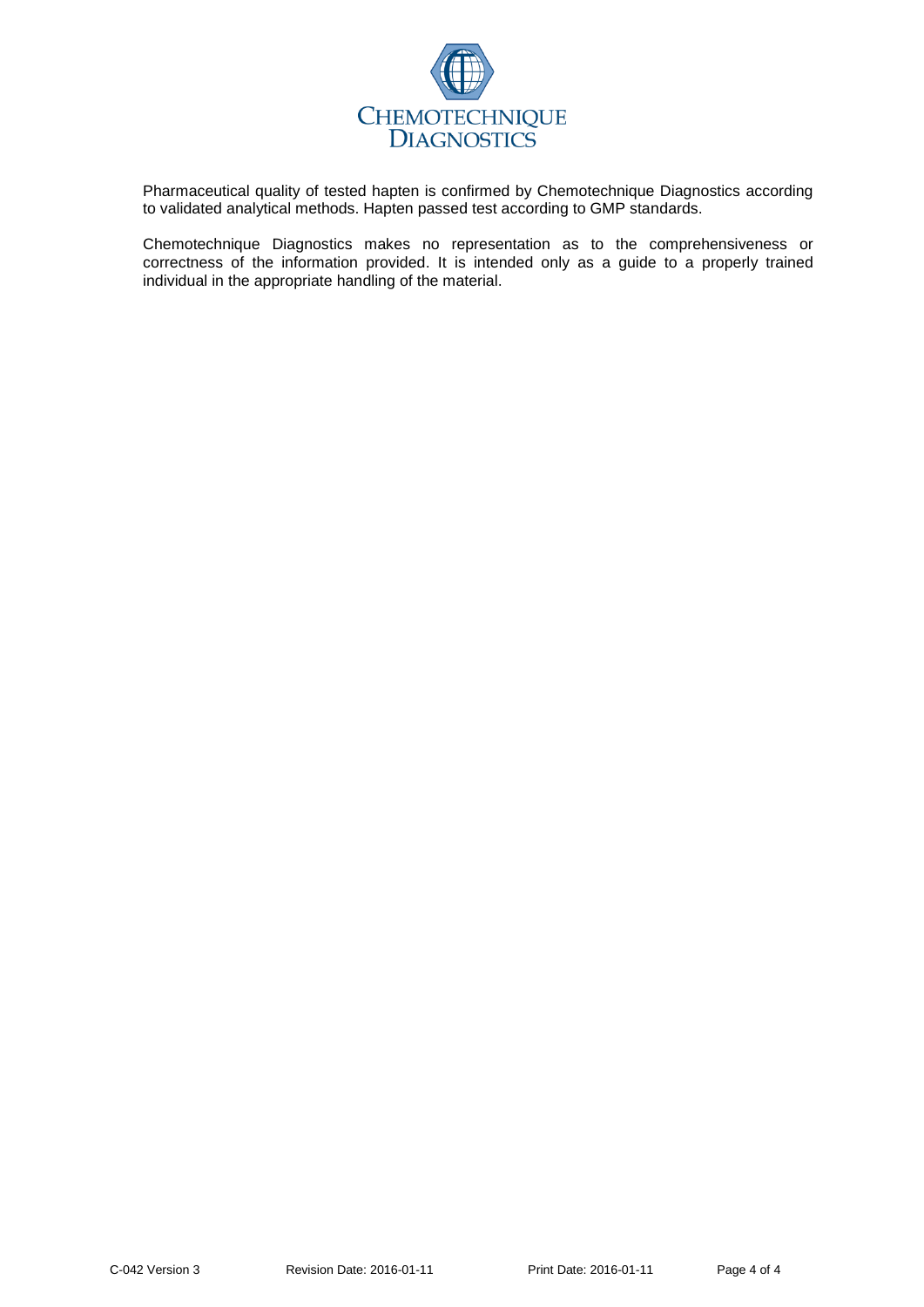Pharmaceutical quality of tested hapten is confirmed by Chemotechnique Diagnostics according to validated analytical methods. Hapten passed test according to GMP standards.

Chemotechnique Diagnostics makes no representation as to the comprehensiveness or correctness of the information provided. It is intended only as a guide to a properly trained individual in the appropriate handling of the material.